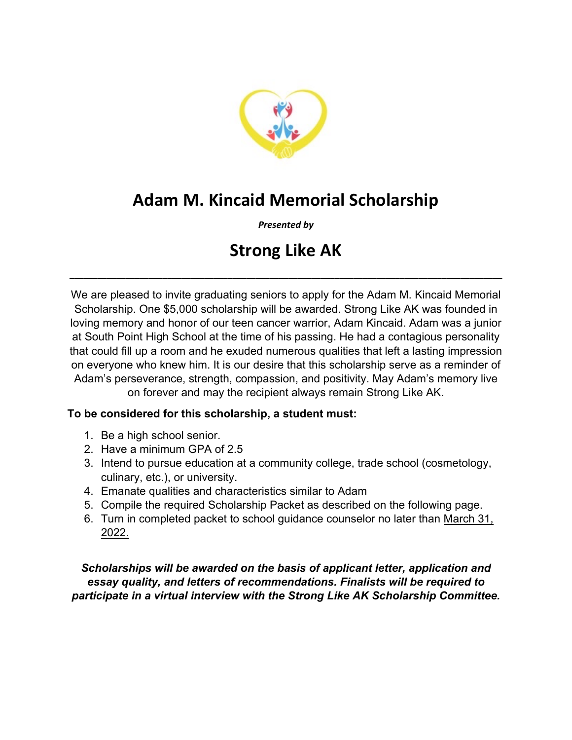# Adam M. Kincaid Memorial Scholarship

***Presented by***

## Strong Like AK

---

We are pleased to invite graduating seniors to apply for the Adam M. Kincaid Memorial Scholarship. One $5,000 scholarship will be awarded. Strong Like AK was founded in loving memory and honor of our teen cancer warrior, Adam Kincaid. Adam was a junior at South Point High School at the time of his passing. He had a contagious personality that could fill up a room and he exuded numerous qualities that left a lasting impression on everyone who knew him. It is our desire that this scholarship serve as a reminder of Adam's perseverance, strength, compassion, and positivity. May Adam's memory live on forever and may the recipient always remain Strong Like AK.

**To be considered for this scholarship, a student must:**

1. Be a high school senior.
2. Have a minimum GPA of 2.5
3. Intend to pursue education at a community college, trade school (cosmetology, culinary, etc.), or university.
4. Emanate qualities and characteristics similar to Adam
5. Compile the required Scholarship Packet as described on the following page.
6. Turn in completed packet to school guidance counselor no later than March 31, 2022.

***Scholarships will be awarded on the basis of applicant letter, application and essay quality, and letters of recommendations. Finalists will be required to participate in a virtual interview with the Strong Like AK Scholarship Committee.***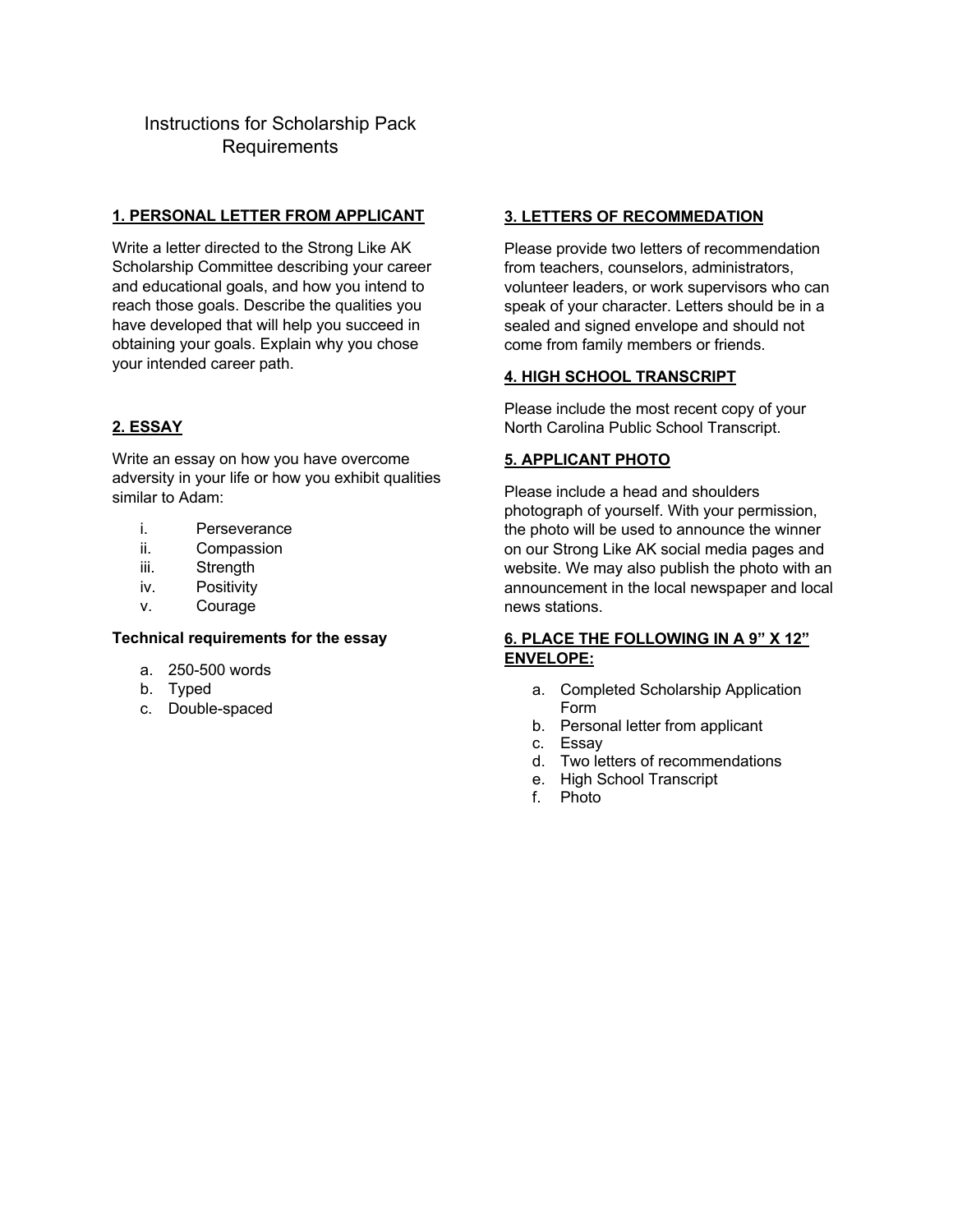# Instructions for Scholarship Pack Requirements

## 1. PERSONAL LETTER FROM APPLICANT

Write a letter directed to the Strong Like AK Scholarship Committee describing your career and educational goals, and how you intend to reach those goals. Describe the qualities you have developed that will help you succeed in obtaining your goals. Explain why you chose your intended career path.

## 2. ESSAY

Write an essay on how you have overcome adversity in your life or how you exhibit qualities similar to Adam:

i. Perseverance
ii. Compassion
iii. Strength
iv. Positivity
v. Courage

**Technical requirements for the essay**

a. 250-500 words
b. Typed
c. Double-spaced

## 3. LETTERS OF RECOMMEDATION

Please provide two letters of recommendation from teachers, counselors, administrators, volunteer leaders, or work supervisors who can speak of your character. Letters should be in a sealed and signed envelope and should not come from family members or friends.

## 4. HIGH SCHOOL TRANSCRIPT

Please include the most recent copy of your North Carolina Public School Transcript.

## 5. APPLICANT PHOTO

Please include a head and shoulders photograph of yourself. With your permission, the photo will be used to announce the winner on our Strong Like AK social media pages and website. We may also publish the photo with an announcement in the local newspaper and local news stations.

## 6. PLACE THE FOLLOWING IN A 9" X 12" ENVELOPE:

a. Completed Scholarship Application Form
b. Personal letter from applicant
c. Essay
d. Two letters of recommendations
e. High School Transcript
f. Photo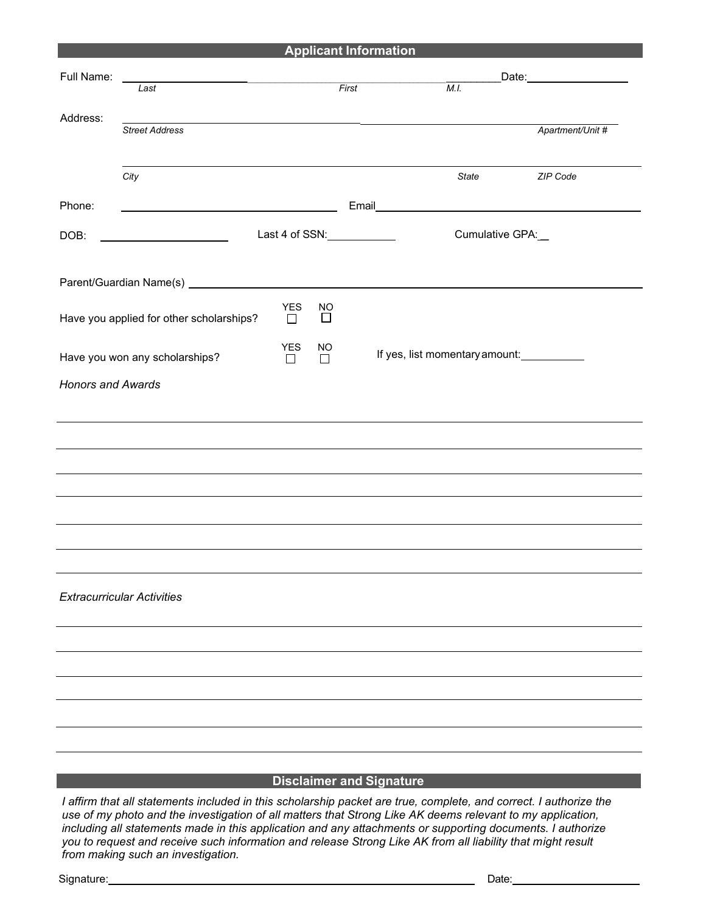## Applicant Information

Full Name: ______________________________________________ Date: ________________

*Last* *First* *M.I.*

Address: ______________________________________________

*Street Address* *Apartment/Unit #*

______________________________________________

*City* *State* *ZIP Code*

Phone: ______________________ Email ______________________

DOB: ______________ Last 4 of SSN: __________ Cumulative GPA: __

Parent/Guardian Name(s) ______________________________________________

Have you applied for other scholarships? YES ☐ NO ☐

Have you won any scholarships? YES ☐ NO ☐ If yes, list momentary amount: __________

*Honors and Awards*

______________________________________________

______________________________________________

______________________________________________

______________________________________________

______________________________________________

______________________________________________

*Extracurricular Activities*

______________________________________________

______________________________________________

______________________________________________

______________________________________________

______________________________________________

## Disclaimer and Signature

*I affirm that all statements included in this scholarship packet are true, complete, and correct. I authorize the use of my photo and the investigation of all matters that Strong Like AK deems relevant to my application, including all statements made in this application and any attachments or supporting documents. I authorize you to request and receive such information and release Strong Like AK from all liability that might result from making such an investigation.*

Signature: ______________________________________________ Date: ________________